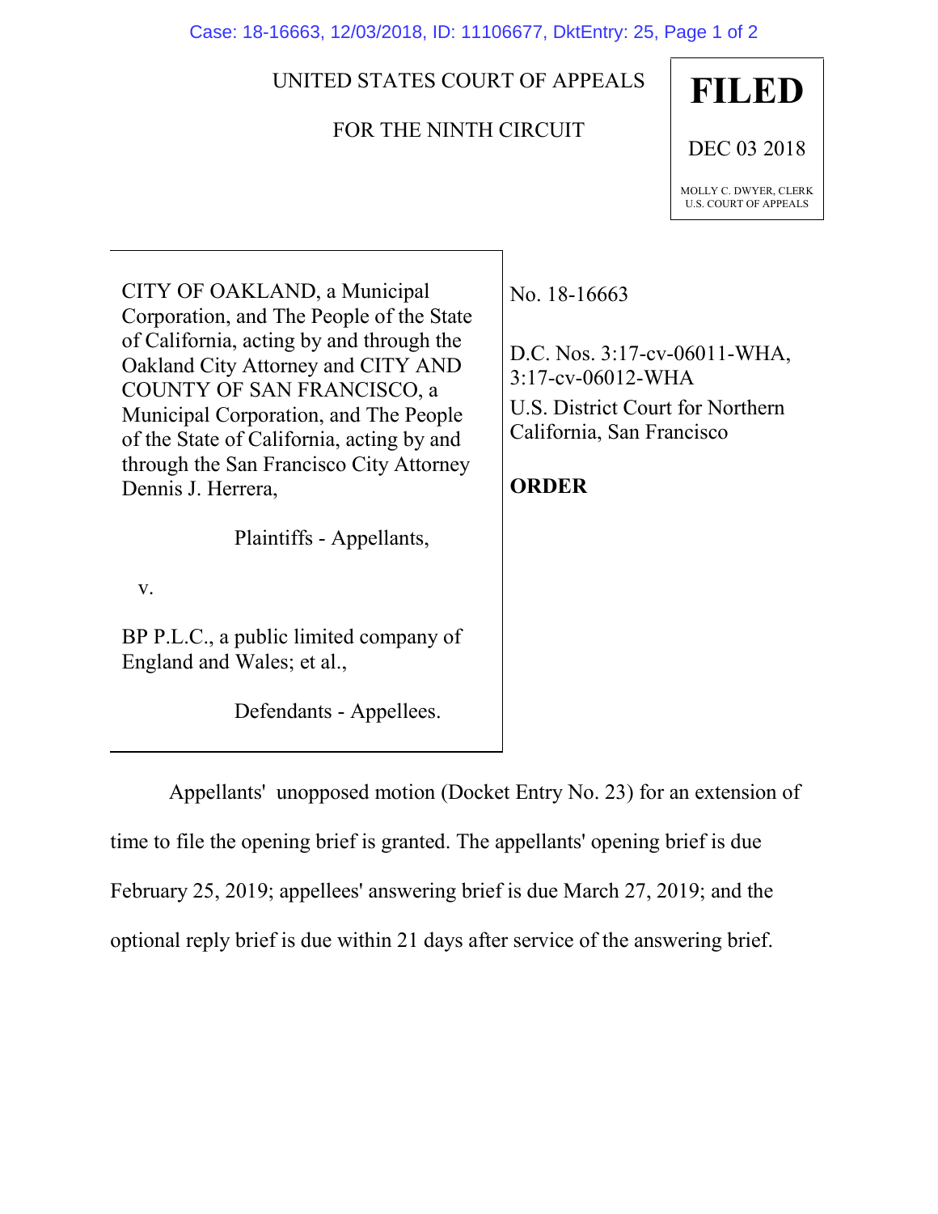UNITED STATES COURT OF APPEALS

FOR THE NINTH CIRCUIT

**FILED**

DEC 03 2018

MOLLY C. DWYER, CLERK
U.S. COURT OF APPEALS

CITY OF OAKLAND, a Municipal Corporation, and The People of the State of California, acting by and through the Oakland City Attorney and CITY AND COUNTY OF SAN FRANCISCO, a Municipal Corporation, and The People of the State of California, acting by and through the San Francisco City Attorney Dennis J. Herrera,

Plaintiffs - Appellants,

v.

BP P.L.C., a public limited company of England and Wales; et al.,

Defendants - Appellees.

No. 18-16663

D.C. Nos. 3:17-cv-06011-WHA, 3:17-cv-06012-WHA
U.S. District Court for Northern California, San Francisco

**ORDER**

Appellants' unopposed motion (Docket Entry No. 23) for an extension of time to file the opening brief is granted. The appellants' opening brief is due February 25, 2019; appellees' answering brief is due March 27, 2019; and the optional reply brief is due within 21 days after service of the answering brief.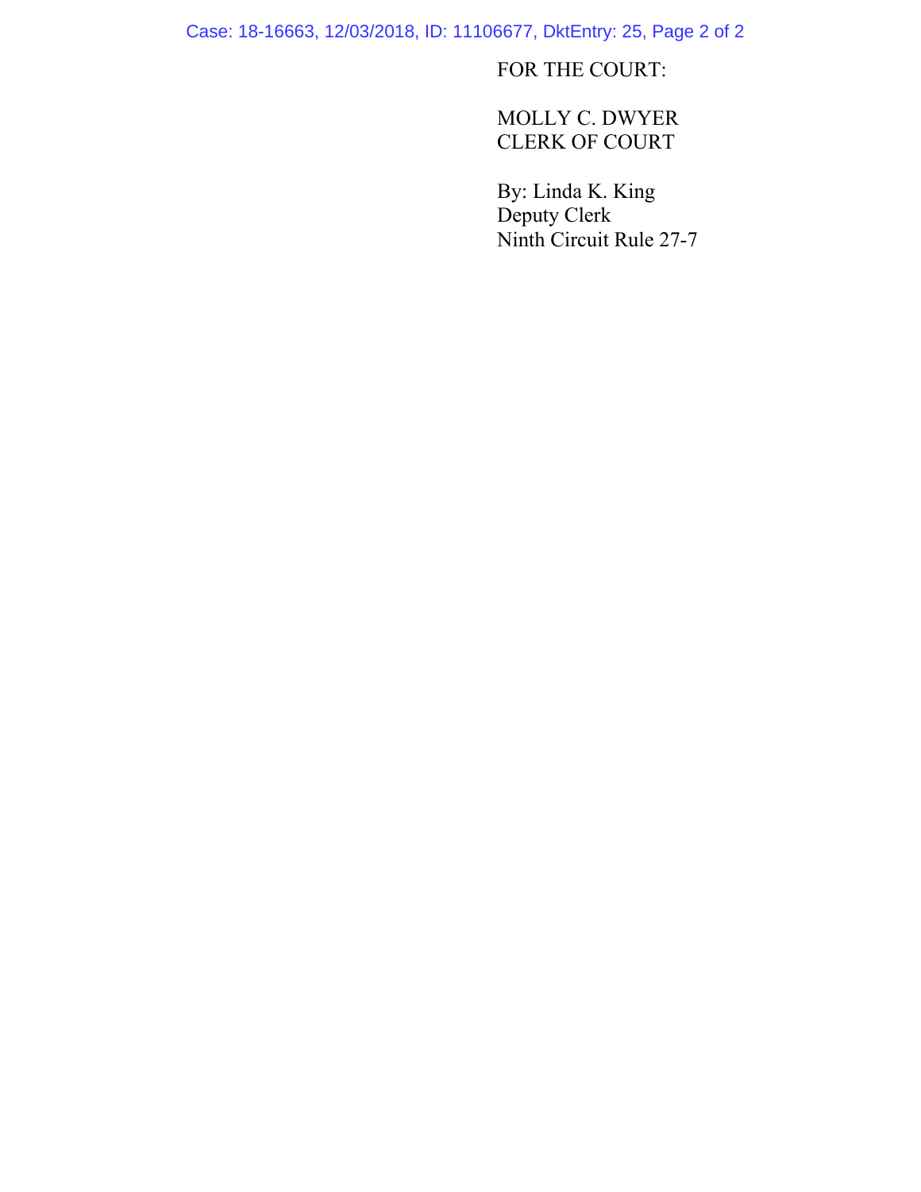FOR THE COURT:

MOLLY C. DWYER
CLERK OF COURT

By: Linda K. King
Deputy Clerk
Ninth Circuit Rule 27-7